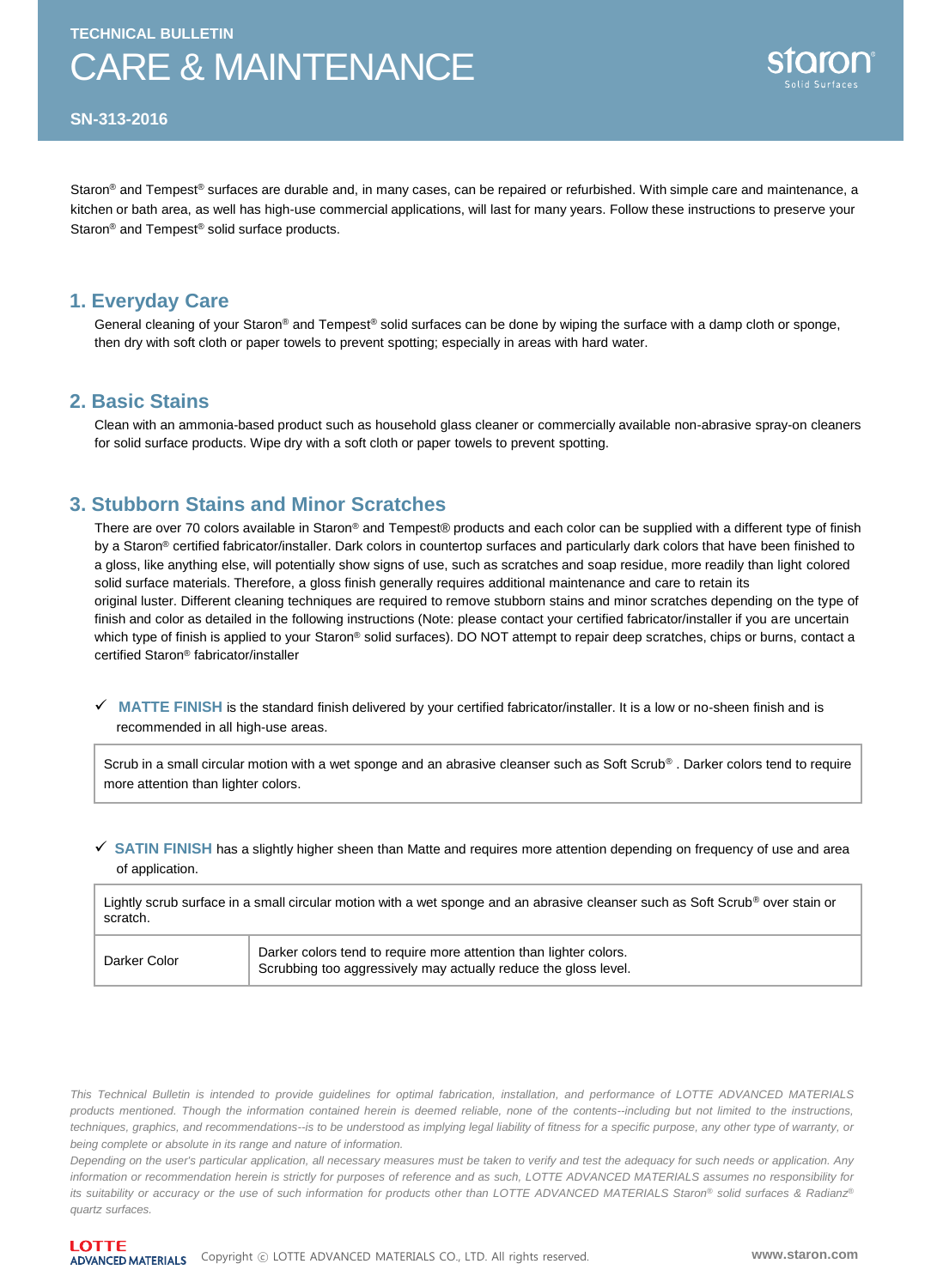TECHNICAL BULLETIN

# CARE & MAINTENANCE

**SN-313-2016**

Staron® and Tempest® surfaces are durable and, in many cases, can be repaired or refurbished. With simple care and maintenance, a kitchen or bath area, as well has high-use commercial applications, will last for many years. Follow these instructions to preserve your Staron® and Tempest® solid surface products.

## 1. Everyday Care

General cleaning of your Staron® and Tempest® solid surfaces can be done by wiping the surface with a damp cloth or sponge, then dry with soft cloth or paper towels to prevent spotting; especially in areas with hard water.

## 2. Basic Stains

Clean with an ammonia-based product such as household glass cleaner or commercially available non-abrasive spray-on cleaners for solid surface products. Wipe dry with a soft cloth or paper towels to prevent spotting.

## 3. Stubborn Stains and Minor Scratches

There are over 70 colors available in Staron® and Tempest® products and each color can be supplied with a different type of finish by a Staron® certified fabricator/installer. Dark colors in countertop surfaces and particularly dark colors that have been finished to a gloss, like anything else, will potentially show signs of use, such as scratches and soap residue, more readily than light colored solid surface materials. Therefore, a gloss finish generally requires additional maintenance and care to retain its original luster. Different cleaning techniques are required to remove stubborn stains and minor scratches depending on the type of finish and color as detailed in the following instructions (Note: please contact your certified fabricator/installer if you are uncertain which type of finish is applied to your Staron® solid surfaces). DO NOT attempt to repair deep scratches, chips or burns, contact a certified Staron® fabricator/installer

✓ **MATTE FINISH** is the standard finish delivered by your certified fabricator/installer. It is a low or no-sheen finish and is recommended in all high-use areas.

| Scrub in a small circular motion with a wet sponge and an abrasive cleanser such as Soft Scrub® . Darker colors tend to require more attention than lighter colors. |
|---|

✓ **SATIN FINISH** has a slightly higher sheen than Matte and requires more attention depending on frequency of use and area of application.

| Lightly scrub surface in a small circular motion with a wet sponge and an abrasive cleanser such as Soft Scrub® over stain or scratch. | |
|---|---|
| Darker Color | Darker colors tend to require more attention than lighter colors.<br>Scrubbing too aggressively may actually reduce the gloss level. |

*This Technical Bulletin is intended to provide guidelines for optimal fabrication, installation, and performance of LOTTE ADVANCED MATERIALS products mentioned. Though the information contained herein is deemed reliable, none of the contents--including but not limited to the instructions, techniques, graphics, and recommendations--is to be understood as implying legal liability of fitness for a specific purpose, any other type of warranty, or being complete or absolute in its range and nature of information.*

*Depending on the user's particular application, all necessary measures must be taken to verify and test the adequacy for such needs or application. Any information or recommendation herein is strictly for purposes of reference and as such, LOTTE ADVANCED MATERIALS assumes no responsibility for its suitability or accuracy or the use of such information for products other than LOTTE ADVANCED MATERIALS Staron® solid surfaces & Radianz® quartz surfaces.*

Copyright ⓒ LOTTE ADVANCED MATERIALS CO., LTD. All rights reserved. www.staron.com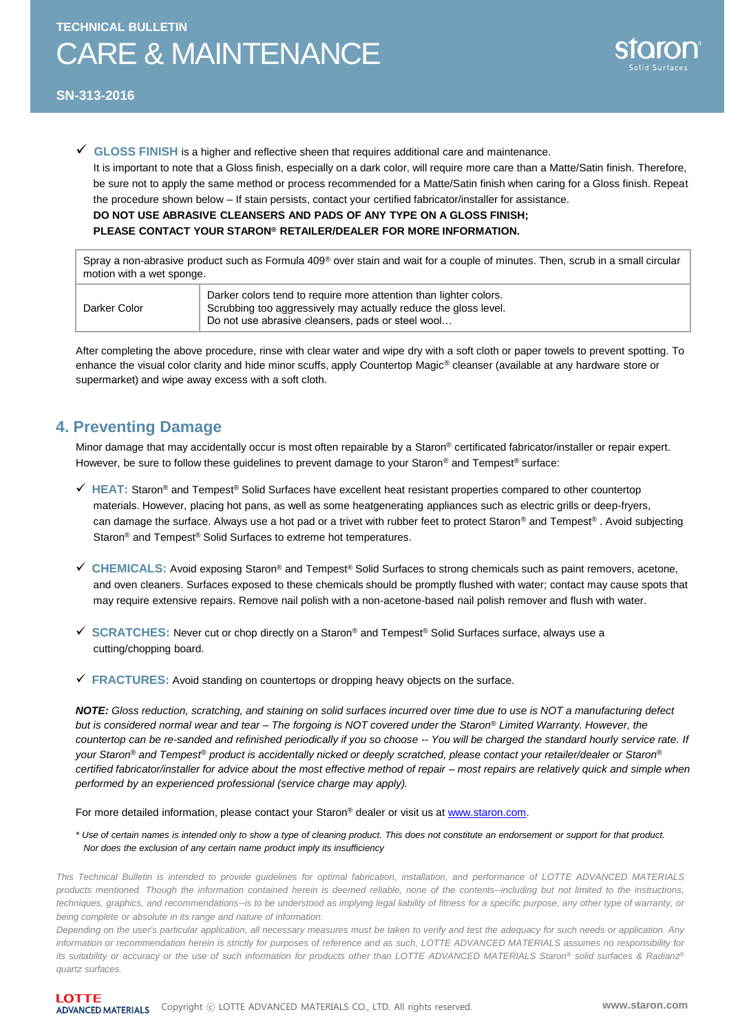✓ **GLOSS FINISH** is a higher and reflective sheen that requires additional care and maintenance.
It is important to note that a Gloss finish, especially on a dark color, will require more care than a Matte/Satin finish. Therefore, be sure not to apply the same method or process recommended for a Matte/Satin finish when caring for a Gloss finish. Repeat the procedure shown below – If stain persists, contact your certified fabricator/installer for assistance.
**DO NOT USE ABRASIVE CLEANSERS AND PADS OF ANY TYPE ON A GLOSS FINISH;**
**PLEASE CONTACT YOUR STARON® RETAILER/DEALER FOR MORE INFORMATION.**

| Spray a non-abrasive product such as Formula 409® over stain and wait for a couple of minutes. Then, scrub in a small circular motion with a wet sponge. | |
|---|---|
| Darker Color | Darker colors tend to require more attention than lighter colors.<br>Scrubbing too aggressively may actually reduce the gloss level.<br>Do not use abrasive cleansers, pads or steel wool… |

After completing the above procedure, rinse with clear water and wipe dry with a soft cloth or paper towels to prevent spotting. To enhance the visual color clarity and hide minor scuffs, apply Countertop Magic® cleanser (available at any hardware store or supermarket) and wipe away excess with a soft cloth.

## 4. Preventing Damage

Minor damage that may accidentally occur is most often repairable by a Staron® certificated fabricator/installer or repair expert. However, be sure to follow these guidelines to prevent damage to your Staron® and Tempest® surface:

✓ **HEAT:** Staron® and Tempest® Solid Surfaces have excellent heat resistant properties compared to other countertop materials. However, placing hot pans, as well as some heatgenerating appliances such as electric grills or deep-fryers, can damage the surface. Always use a hot pad or a trivet with rubber feet to protect Staron® and Tempest® . Avoid subjecting Staron® and Tempest® Solid Surfaces to extreme hot temperatures.

✓ **CHEMICALS:** Avoid exposing Staron® and Tempest® Solid Surfaces to strong chemicals such as paint removers, acetone, and oven cleaners. Surfaces exposed to these chemicals should be promptly flushed with water; contact may cause spots that may require extensive repairs. Remove nail polish with a non-acetone-based nail polish remover and flush with water.

✓ **SCRATCHES:** Never cut or chop directly on a Staron® and Tempest® Solid Surfaces surface, always use a cutting/chopping board.

✓ **FRACTURES:** Avoid standing on countertops or dropping heavy objects on the surface.

***NOTE:*** *Gloss reduction, scratching, and staining on solid surfaces incurred over time due to use is NOT a manufacturing defect but is considered normal wear and tear – The forgoing is NOT covered under the Staron® Limited Warranty. However, the countertop can be re-sanded and refinished periodically if you so choose -- You will be charged the standard hourly service rate. If your Staron® and Tempest® product is accidentally nicked or deeply scratched, please contact your retailer/dealer or Staron® certified fabricator/installer for advice about the most effective method of repair – most repairs are relatively quick and simple when performed by an experienced professional (service charge may apply).*

For more detailed information, please contact your Staron® dealer or visit us at www.staron.com.

*\* Use of certain names is intended only to show a type of cleaning product. This does not constitute an endorsement or support for that product. Nor does the exclusion of any certain name product imply its insufficiency*

*This Technical Bulletin is intended to provide guidelines for optimal fabrication, installation, and performance of LOTTE ADVANCED MATERIALS products mentioned. Though the information contained herein is deemed reliable, none of the contents--including but not limited to the instructions, techniques, graphics, and recommendations--is to be understood as implying legal liability of fitness for a specific purpose, any other type of warranty, or being complete or absolute in its range and nature of information.*
*Depending on the user's particular application, all necessary measures must be taken to verify and test the adequacy for such needs or application. Any information or recommendation herein is strictly for purposes of reference and as such, LOTTE ADVANCED MATERIALS assumes no responsibility for its suitability or accuracy or the use of such information for products other than LOTTE ADVANCED MATERIALS Staron® solid surfaces & Radianz® quartz surfaces.*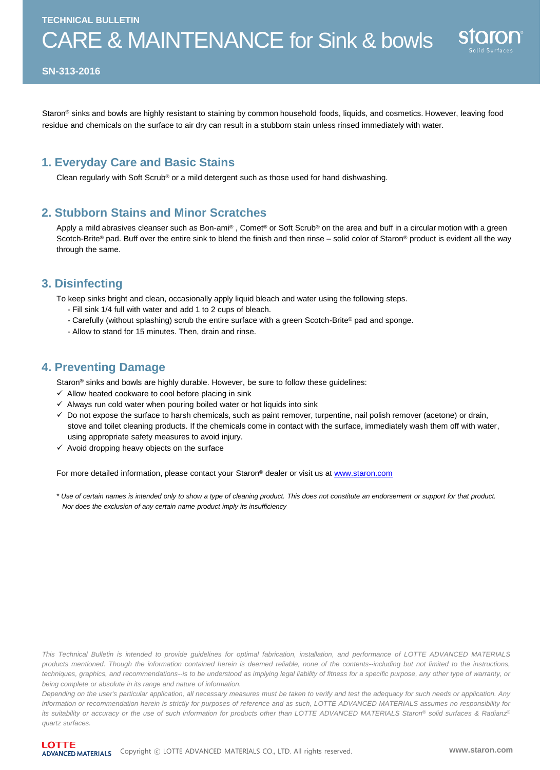TECHNICAL BULLETIN

# CARE & MAINTENANCE for Sink & bowls

**SN-313-2016**

Staron® sinks and bowls are highly resistant to staining by common household foods, liquids, and cosmetics. However, leaving food residue and chemicals on the surface to air dry can result in a stubborn stain unless rinsed immediately with water.

## 1. Everyday Care and Basic Stains

Clean regularly with Soft Scrub® or a mild detergent such as those used for hand dishwashing.

## 2. Stubborn Stains and Minor Scratches

Apply a mild abrasives cleanser such as Bon-ami® , Comet® or Soft Scrub® on the area and buff in a circular motion with a green Scotch-Brite® pad. Buff over the entire sink to blend the finish and then rinse – solid color of Staron® product is evident all the way through the same.

## 3. Disinfecting

To keep sinks bright and clean, occasionally apply liquid bleach and water using the following steps.

- Fill sink 1/4 full with water and add 1 to 2 cups of bleach.
- Carefully (without splashing) scrub the entire surface with a green Scotch-Brite® pad and sponge.
- Allow to stand for 15 minutes. Then, drain and rinse.

## 4. Preventing Damage

Staron® sinks and bowls are highly durable. However, be sure to follow these guidelines:

- ✓ Allow heated cookware to cool before placing in sink
- ✓ Always run cold water when pouring boiled water or hot liquids into sink
- ✓ Do not expose the surface to harsh chemicals, such as paint remover, turpentine, nail polish remover (acetone) or drain, stove and toilet cleaning products. If the chemicals come in contact with the surface, immediately wash them off with water, using appropriate safety measures to avoid injury.
- ✓ Avoid dropping heavy objects on the surface

For more detailed information, please contact your Staron® dealer or visit us at www.staron.com

*\* Use of certain names is intended only to show a type of cleaning product. This does not constitute an endorsement or support for that product. Nor does the exclusion of any certain name product imply its insufficiency*

*This Technical Bulletin is intended to provide guidelines for optimal fabrication, installation, and performance of LOTTE ADVANCED MATERIALS products mentioned. Though the information contained herein is deemed reliable, none of the contents--including but not limited to the instructions, techniques, graphics, and recommendations--is to be understood as implying legal liability of fitness for a specific purpose, any other type of warranty, or being complete or absolute in its range and nature of information.*

*Depending on the user's particular application, all necessary measures must be taken to verify and test the adequacy for such needs or application. Any information or recommendation herein is strictly for purposes of reference and as such, LOTTE ADVANCED MATERIALS assumes no responsibility for its suitability or accuracy or the use of such information for products other than LOTTE ADVANCED MATERIALS Staron® solid surfaces & Radianz® quartz surfaces.*

LOTTE ADVANCED MATERIALS Copyright ⓒ LOTTE ADVANCED MATERIALS CO., LTD. All rights reserved. www.staron.com